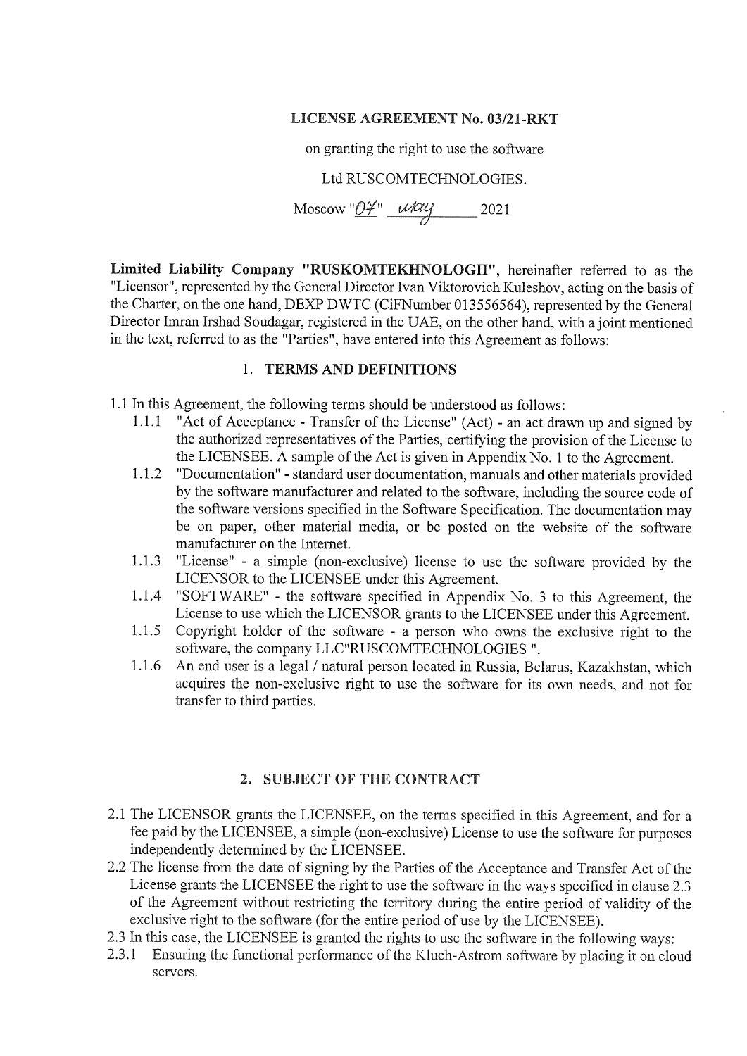# LICENSE AGREEMENT No. 03/21-RKT

on granting the right to use the software

Ltd RUSCOMTECHNOLOGIES.

Moscow "07" мая 2021

**Limited Liability Company "RUSKOMTEKHNOLOGII"**, hereinafter referred to as the "Licensor", represented by the General Director Ivan Viktorovich Kuleshov, acting on the basis of the Charter, on the one hand, DEXP DWTC (CiFNumber 013556564), represented by the General Director Imran Irshad Soudagar, registered in the UAE, on the other hand, with a joint mentioned in the text, referred to as the "Parties", have entered into this Agreement as follows:

## 1. TERMS AND DEFINITIONS

1.1 In this Agreement, the following terms should be understood as follows:

- 1.1.1 "Act of Acceptance - Transfer of the License" (Act) - an act drawn up and signed by the authorized representatives of the Parties, certifying the provision of the License to the LICENSEE. A sample of the Act is given in Appendix No. 1 to the Agreement.
- 1.1.2 "Documentation" - standard user documentation, manuals and other materials provided by the software manufacturer and related to the software, including the source code of the software versions specified in the Software Specification. The documentation may be on paper, other material media, or be posted on the website of the software manufacturer on the Internet.
- 1.1.3 "License" - a simple (non-exclusive) license to use the software provided by the LICENSOR to the LICENSEE under this Agreement.
- 1.1.4 "SOFTWARE" - the software specified in Appendix No. 3 to this Agreement, the License to use which the LICENSOR grants to the LICENSEE under this Agreement.
- 1.1.5 Copyright holder of the software - a person who owns the exclusive right to the software, the company LLC"RUSCOMTECHNOLOGIES ".
- 1.1.6 An end user is a legal / natural person located in Russia, Belarus, Kazakhstan, which acquires the non-exclusive right to use the software for its own needs, and not for transfer to third parties.

## 2. SUBJECT OF THE CONTRACT

2.1 The LICENSOR grants the LICENSEE, on the terms specified in this Agreement, and for a fee paid by the LICENSEE, a simple (non-exclusive) License to use the software for purposes independently determined by the LICENSEE.

2.2 The license from the date of signing by the Parties of the Acceptance and Transfer Act of the License grants the LICENSEE the right to use the software in the ways specified in clause 2.3 of the Agreement without restricting the territory during the entire period of validity of the exclusive right to the software (for the entire period of use by the LICENSEE).

2.3 In this case, the LICENSEE is granted the rights to use the software in the following ways:

2.3.1 Ensuring the functional performance of the Kluch-Astrom software by placing it on cloud servers.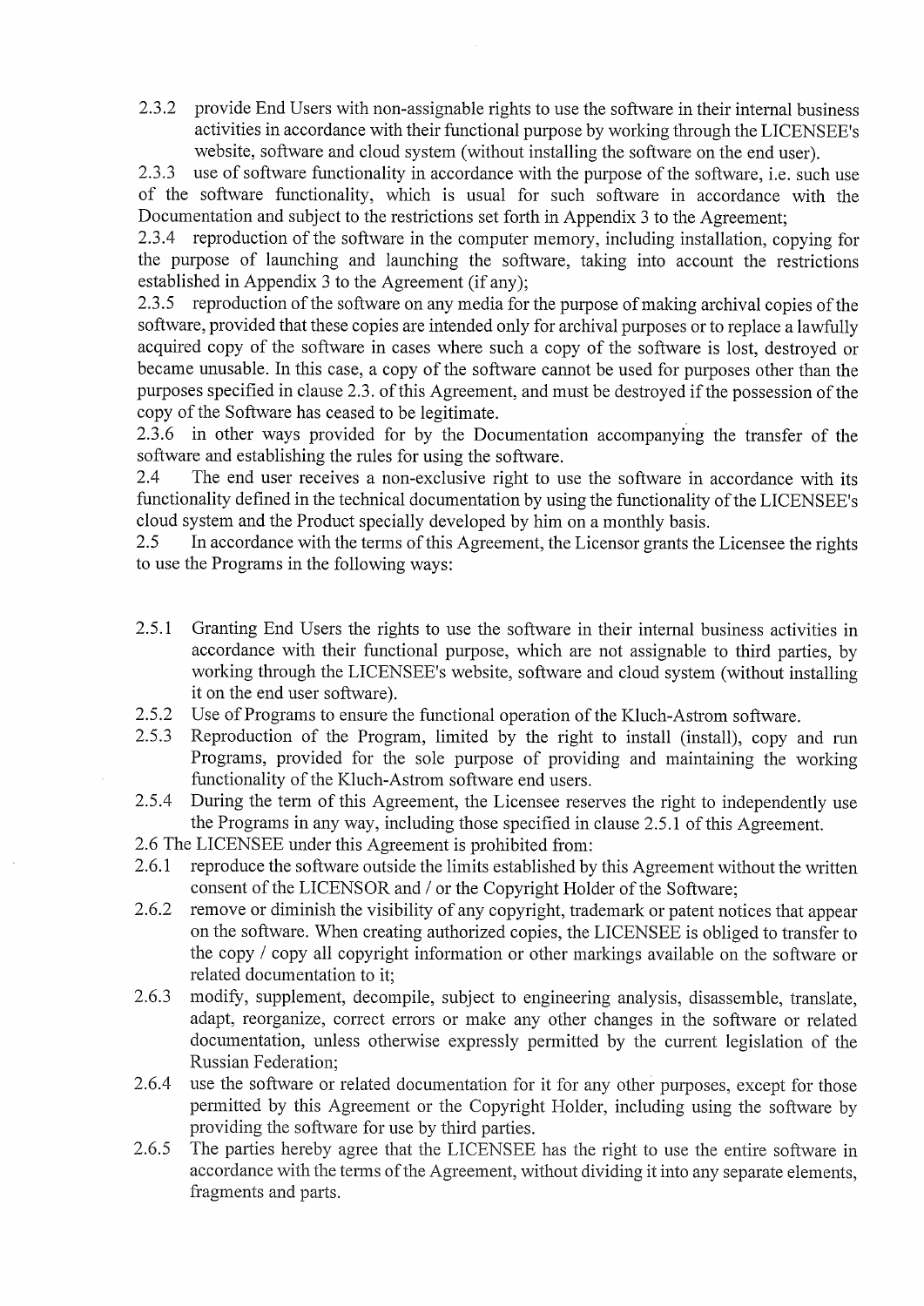2.3.2 provide End Users with non-assignable rights to use the software in their internal business activities in accordance with their functional purpose by working through the LICENSEE's website, software and cloud system (without installing the software on the end user).

2.3.3 use of software functionality in accordance with the purpose of the software, i.e. such use of the software functionality, which is usual for such software in accordance with the Documentation and subject to the restrictions set forth in Appendix 3 to the Agreement;

2.3.4 reproduction of the software in the computer memory, including installation, copying for the purpose of launching and launching the software, taking into account the restrictions established in Appendix 3 to the Agreement (if any);

2.3.5 reproduction of the software on any media for the purpose of making archival copies of the software, provided that these copies are intended only for archival purposes or to replace a lawfully acquired copy of the software in cases where such a copy of the software is lost, destroyed or became unusable. In this case, a copy of the software cannot be used for purposes other than the purposes specified in clause 2.3. of this Agreement, and must be destroyed if the possession of the copy of the Software has ceased to be legitimate.

2.3.6 in other ways provided for by the Documentation accompanying the transfer of the software and establishing the rules for using the software.

2.4 The end user receives a non-exclusive right to use the software in accordance with its functionality defined in the technical documentation by using the functionality of the LICENSEE's cloud system and the Product specially developed by him on a monthly basis.

2.5 In accordance with the terms of this Agreement, the Licensor grants the Licensee the rights to use the Programs in the following ways:

2.5.1 Granting End Users the rights to use the software in their internal business activities in accordance with their functional purpose, which are not assignable to third parties, by working through the LICENSEE's website, software and cloud system (without installing it on the end user software).

2.5.2 Use of Programs to ensure the functional operation of the Kluch-Astrom software.

2.5.3 Reproduction of the Program, limited by the right to install (install), copy and run Programs, provided for the sole purpose of providing and maintaining the working functionality of the Kluch-Astrom software end users.

2.5.4 During the term of this Agreement, the Licensee reserves the right to independently use the Programs in any way, including those specified in clause 2.5.1 of this Agreement.

2.6 The LICENSEE under this Agreement is prohibited from:

2.6.1 reproduce the software outside the limits established by this Agreement without the written consent of the LICENSOR and / or the Copyright Holder of the Software;

2.6.2 remove or diminish the visibility of any copyright, trademark or patent notices that appear on the software. When creating authorized copies, the LICENSEE is obliged to transfer to the copy / copy all copyright information or other markings available on the software or related documentation to it;

2.6.3 modify, supplement, decompile, subject to engineering analysis, disassemble, translate, adapt, reorganize, correct errors or make any other changes in the software or related documentation, unless otherwise expressly permitted by the current legislation of the Russian Federation;

2.6.4 use the software or related documentation for it for any other purposes, except for those permitted by this Agreement or the Copyright Holder, including using the software by providing the software for use by third parties.

2.6.5 The parties hereby agree that the LICENSEE has the right to use the entire software in accordance with the terms of the Agreement, without dividing it into any separate elements, fragments and parts.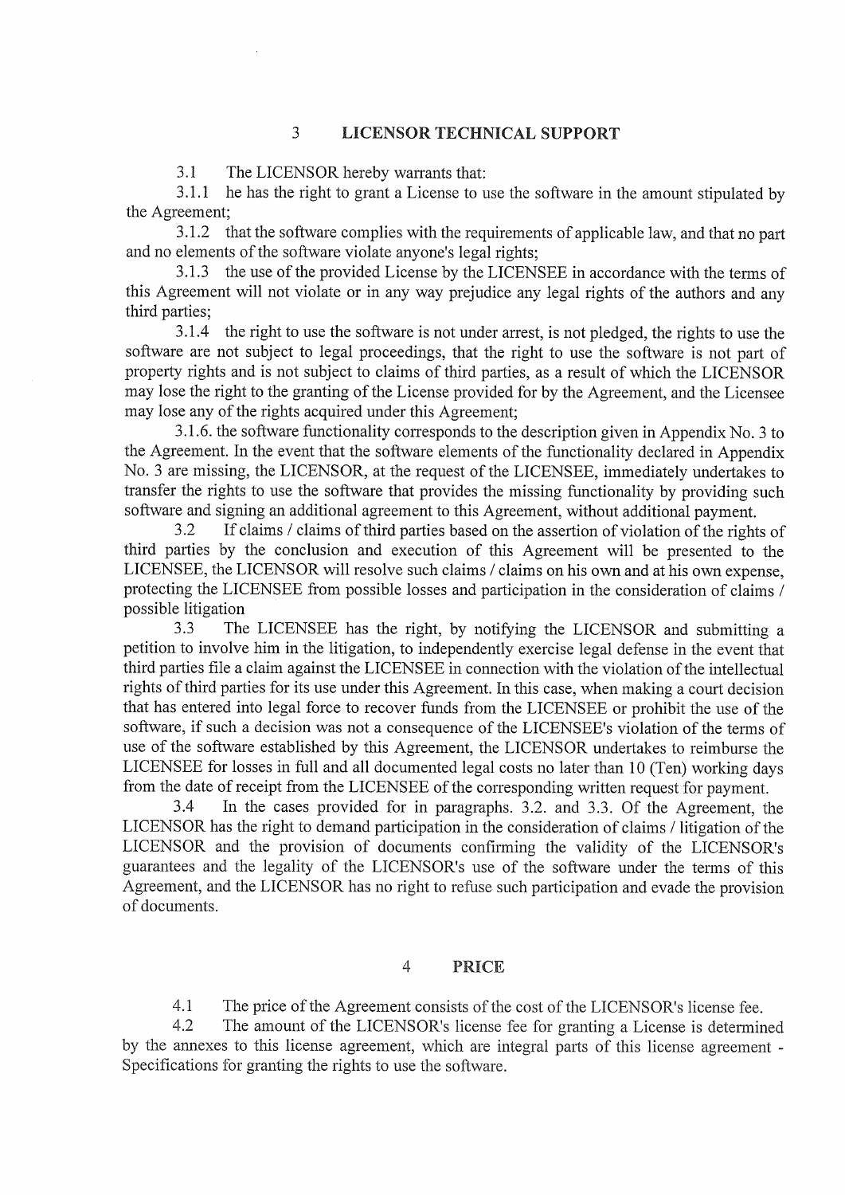## 3 LICENSOR TECHNICAL SUPPORT

3.1 The LICENSOR hereby warrants that:

3.1.1 he has the right to grant a License to use the software in the amount stipulated by the Agreement;

3.1.2 that the software complies with the requirements of applicable law, and that no part and no elements of the software violate anyone's legal rights;

3.1.3 the use of the provided License by the LICENSEE in accordance with the terms of this Agreement will not violate or in any way prejudice any legal rights of the authors and any third parties;

3.1.4 the right to use the software is not under arrest, is not pledged, the rights to use the software are not subject to legal proceedings, that the right to use the software is not part of property rights and is not subject to claims of third parties, as a result of which the LICENSOR may lose the right to the granting of the License provided for by the Agreement, and the Licensee may lose any of the rights acquired under this Agreement;

3.1.6. the software functionality corresponds to the description given in Appendix No. 3 to the Agreement. In the event that the software elements of the functionality declared in Appendix No. 3 are missing, the LICENSOR, at the request of the LICENSEE, immediately undertakes to transfer the rights to use the software that provides the missing functionality by providing such software and signing an additional agreement to this Agreement, without additional payment.

3.2 If claims / claims of third parties based on the assertion of violation of the rights of third parties by the conclusion and execution of this Agreement will be presented to the LICENSEE, the LICENSOR will resolve such claims / claims on his own and at his own expense, protecting the LICENSEE from possible losses and participation in the consideration of claims / possible litigation

3.3 The LICENSEE has the right, by notifying the LICENSOR and submitting a petition to involve him in the litigation, to independently exercise legal defense in the event that third parties file a claim against the LICENSEE in connection with the violation of the intellectual rights of third parties for its use under this Agreement. In this case, when making a court decision that has entered into legal force to recover funds from the LICENSEE or prohibit the use of the software, if such a decision was not a consequence of the LICENSEE's violation of the terms of use of the software established by this Agreement, the LICENSOR undertakes to reimburse the LICENSEE for losses in full and all documented legal costs no later than 10 (Ten) working days from the date of receipt from the LICENSEE of the corresponding written request for payment.

3.4 In the cases provided for in paragraphs. 3.2. and 3.3. Of the Agreement, the LICENSOR has the right to demand participation in the consideration of claims / litigation of the LICENSOR and the provision of documents confirming the validity of the LICENSOR's guarantees and the legality of the LICENSOR's use of the software under the terms of this Agreement, and the LICENSOR has no right to refuse such participation and evade the provision of documents.

## 4 PRICE

4.1 The price of the Agreement consists of the cost of the LICENSOR's license fee.

4.2 The amount of the LICENSOR's license fee for granting a License is determined by the annexes to this license agreement, which are integral parts of this license agreement - Specifications for granting the rights to use the software.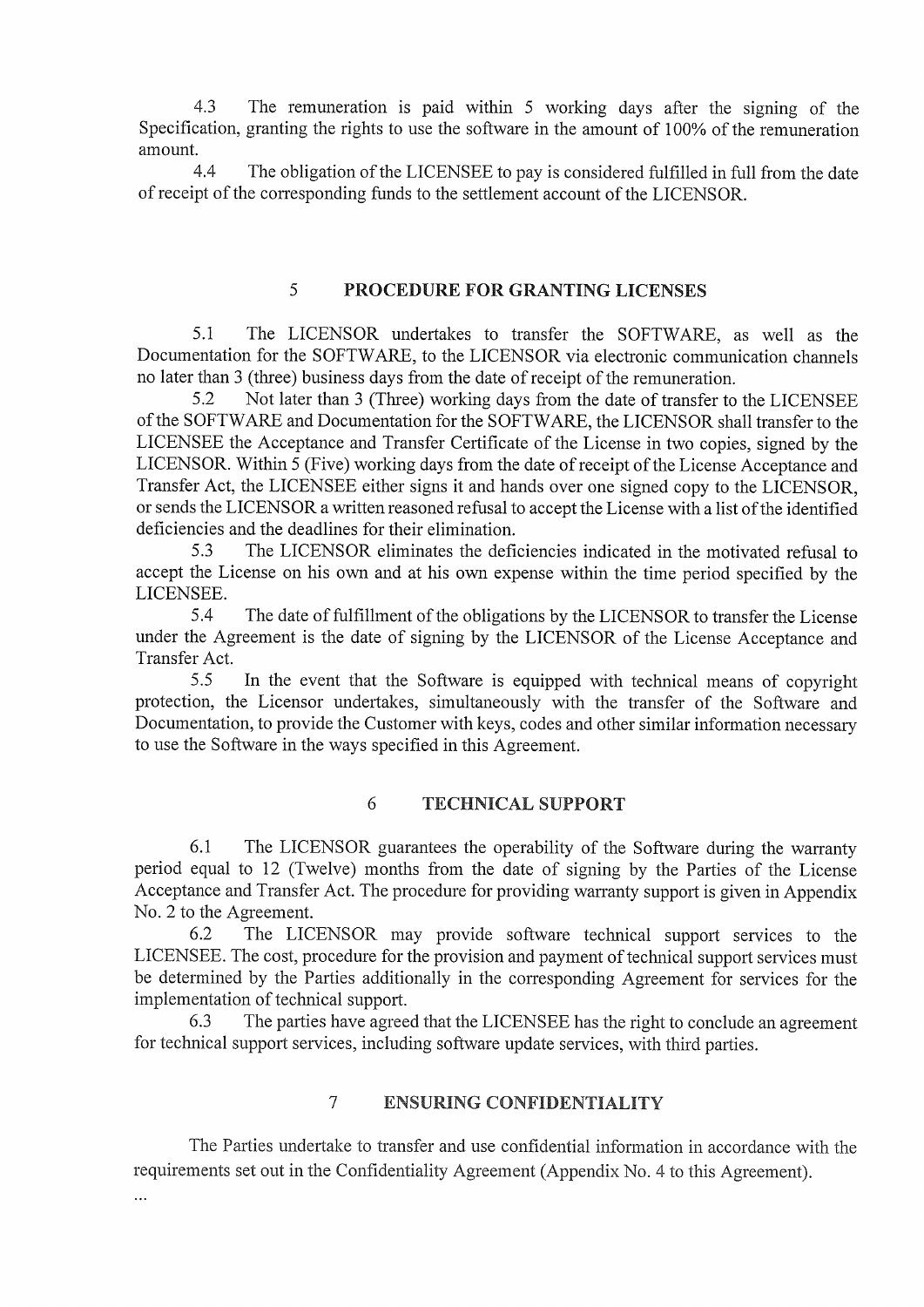4.3 The remuneration is paid within 5 working days after the signing of the Specification, granting the rights to use the software in the amount of 100% of the remuneration amount.

4.4 The obligation of the LICENSEE to pay is considered fulfilled in full from the date of receipt of the corresponding funds to the settlement account of the LICENSOR.

## 5 PROCEDURE FOR GRANTING LICENSES

5.1 The LICENSOR undertakes to transfer the SOFTWARE, as well as the Documentation for the SOFTWARE, to the LICENSOR via electronic communication channels no later than 3 (three) business days from the date of receipt of the remuneration.

5.2 Not later than 3 (Three) working days from the date of transfer to the LICENSEE of the SOFTWARE and Documentation for the SOFTWARE, the LICENSOR shall transfer to the LICENSEE the Acceptance and Transfer Certificate of the License in two copies, signed by the LICENSOR. Within 5 (Five) working days from the date of receipt of the License Acceptance and Transfer Act, the LICENSEE either signs it and hands over one signed copy to the LICENSOR, or sends the LICENSOR a written reasoned refusal to accept the License with a list of the identified deficiencies and the deadlines for their elimination.

5.3 The LICENSOR eliminates the deficiencies indicated in the motivated refusal to accept the License on his own and at his own expense within the time period specified by the LICENSEE.

5.4 The date of fulfillment of the obligations by the LICENSOR to transfer the License under the Agreement is the date of signing by the LICENSOR of the License Acceptance and Transfer Act.

5.5 In the event that the Software is equipped with technical means of copyright protection, the Licensor undertakes, simultaneously with the transfer of the Software and Documentation, to provide the Customer with keys, codes and other similar information necessary to use the Software in the ways specified in this Agreement.

## 6 TECHNICAL SUPPORT

6.1 The LICENSOR guarantees the operability of the Software during the warranty period equal to 12 (Twelve) months from the date of signing by the Parties of the License Acceptance and Transfer Act. The procedure for providing warranty support is given in Appendix No. 2 to the Agreement.

6.2 The LICENSOR may provide software technical support services to the LICENSEE. The cost, procedure for the provision and payment of technical support services must be determined by the Parties additionally in the corresponding Agreement for services for the implementation of technical support.

6.3 The parties have agreed that the LICENSEE has the right to conclude an agreement for technical support services, including software update services, with third parties.

## 7 ENSURING CONFIDENTIALITY

The Parties undertake to transfer and use confidential information in accordance with the requirements set out in the Confidentiality Agreement (Appendix No. 4 to this Agreement).

...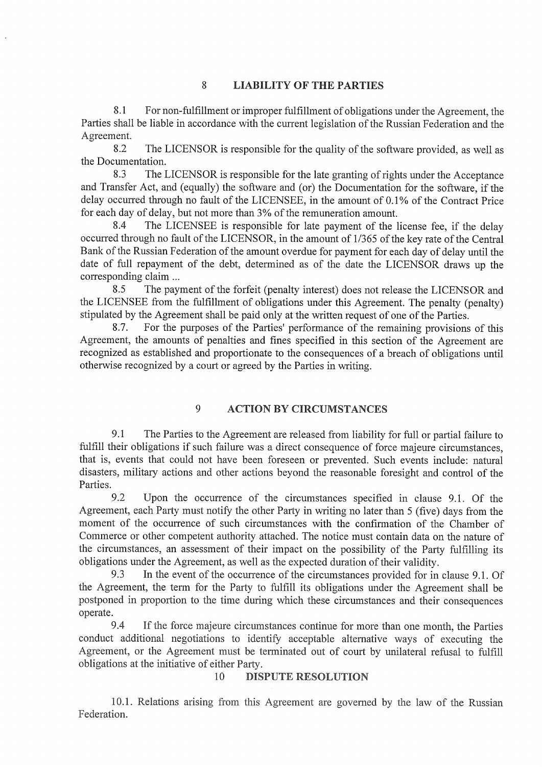## 8 LIABILITY OF THE PARTIES

8.1 For non-fulfillment or improper fulfillment of obligations under the Agreement, the Parties shall be liable in accordance with the current legislation of the Russian Federation and the Agreement.

8.2 The LICENSOR is responsible for the quality of the software provided, as well as the Documentation.

8.3 The LICENSOR is responsible for the late granting of rights under the Acceptance and Transfer Act, and (equally) the software and (or) the Documentation for the software, if the delay occurred through no fault of the LICENSEE, in the amount of 0.1% of the Contract Price for each day of delay, but not more than 3% of the remuneration amount.

8.4 The LICENSEE is responsible for late payment of the license fee, if the delay occurred through no fault of the LICENSOR, in the amount of 1/365 of the key rate of the Central Bank of the Russian Federation of the amount overdue for payment for each day of delay until the date of full repayment of the debt, determined as of the date the LICENSOR draws up the corresponding claim ...

8.5 The payment of the forfeit (penalty interest) does not release the LICENSOR and the LICENSEE from the fulfillment of obligations under this Agreement. The penalty (penalty) stipulated by the Agreement shall be paid only at the written request of one of the Parties.

8.7. For the purposes of the Parties' performance of the remaining provisions of this Agreement, the amounts of penalties and fines specified in this section of the Agreement are recognized as established and proportionate to the consequences of a breach of obligations until otherwise recognized by a court or agreed by the Parties in writing.

## 9 ACTION BY CIRCUMSTANCES

9.1 The Parties to the Agreement are released from liability for full or partial failure to fulfill their obligations if such failure was a direct consequence of force majeure circumstances, that is, events that could not have been foreseen or prevented. Such events include: natural disasters, military actions and other actions beyond the reasonable foresight and control of the Parties.

9.2 Upon the occurrence of the circumstances specified in clause 9.1. Of the Agreement, each Party must notify the other Party in writing no later than 5 (five) days from the moment of the occurrence of such circumstances with the confirmation of the Chamber of Commerce or other competent authority attached. The notice must contain data on the nature of the circumstances, an assessment of their impact on the possibility of the Party fulfilling its obligations under the Agreement, as well as the expected duration of their validity.

9.3 In the event of the occurrence of the circumstances provided for in clause 9.1. Of the Agreement, the term for the Party to fulfill its obligations under the Agreement shall be postponed in proportion to the time during which these circumstances and their consequences operate.

9.4 If the force majeure circumstances continue for more than one month, the Parties conduct additional negotiations to identify acceptable alternative ways of executing the Agreement, or the Agreement must be terminated out of court by unilateral refusal to fulfill obligations at the initiative of either Party.

## 10 DISPUTE RESOLUTION

10.1. Relations arising from this Agreement are governed by the law of the Russian Federation.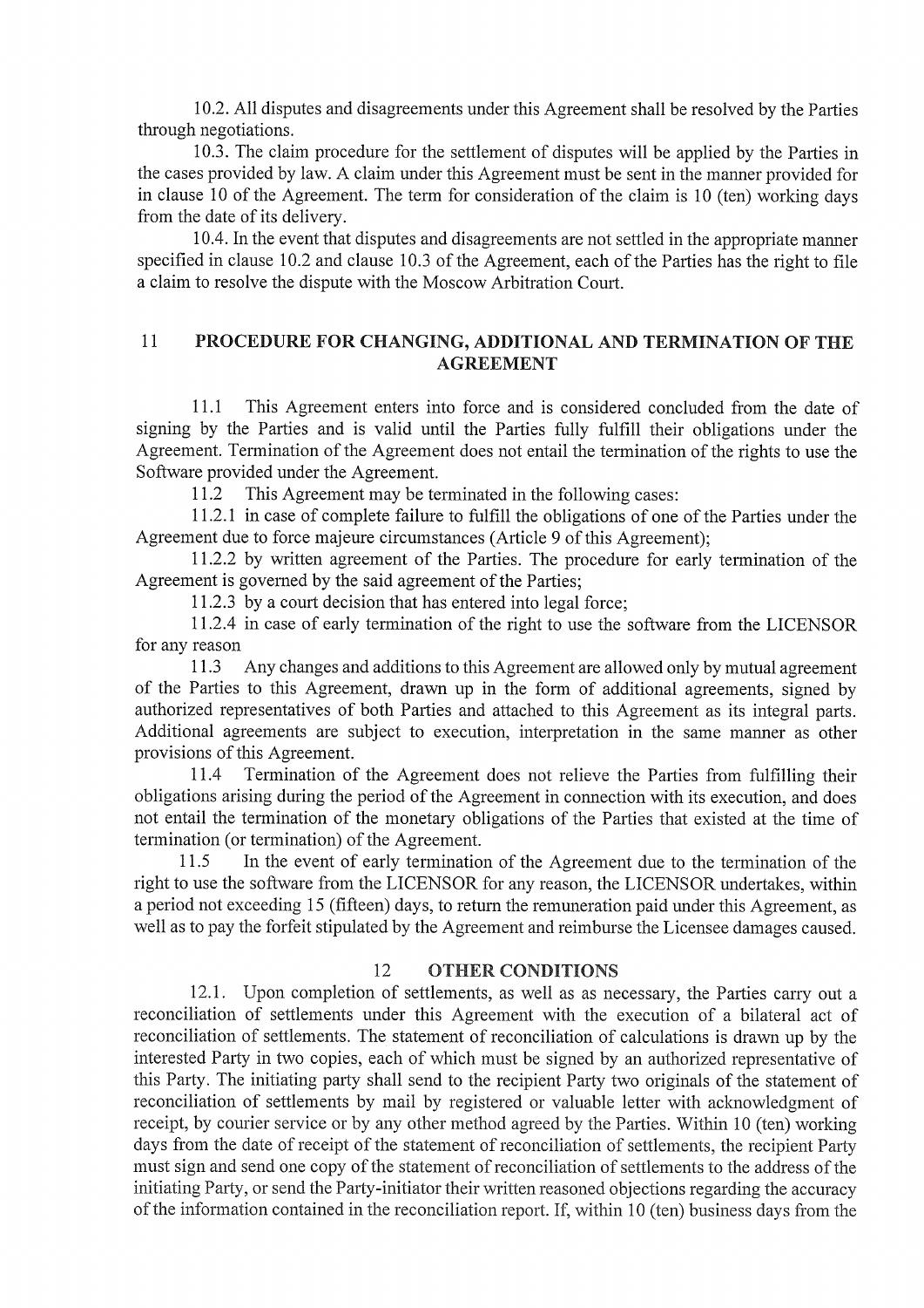10.2. All disputes and disagreements under this Agreement shall be resolved by the Parties through negotiations.

10.3. The claim procedure for the settlement of disputes will be applied by the Parties in the cases provided by law. A claim under this Agreement must be sent in the manner provided for in clause 10 of the Agreement. The term for consideration of the claim is 10 (ten) working days from the date of its delivery.

10.4. In the event that disputes and disagreements are not settled in the appropriate manner specified in clause 10.2 and clause 10.3 of the Agreement, each of the Parties has the right to file a claim to resolve the dispute with the Moscow Arbitration Court.

## 11 PROCEDURE FOR CHANGING, ADDITIONAL AND TERMINATION OF THE AGREEMENT

11.1 This Agreement enters into force and is considered concluded from the date of signing by the Parties and is valid until the Parties fully fulfill their obligations under the Agreement. Termination of the Agreement does not entail the termination of the rights to use the Software provided under the Agreement.

11.2 This Agreement may be terminated in the following cases:

11.2.1 in case of complete failure to fulfill the obligations of one of the Parties under the Agreement due to force majeure circumstances (Article 9 of this Agreement);

11.2.2 by written agreement of the Parties. The procedure for early termination of the Agreement is governed by the said agreement of the Parties;

11.2.3 by a court decision that has entered into legal force;

11.2.4 in case of early termination of the right to use the software from the LICENSOR for any reason

11.3 Any changes and additions to this Agreement are allowed only by mutual agreement of the Parties to this Agreement, drawn up in the form of additional agreements, signed by authorized representatives of both Parties and attached to this Agreement as its integral parts. Additional agreements are subject to execution, interpretation in the same manner as other provisions of this Agreement.

11.4 Termination of the Agreement does not relieve the Parties from fulfilling their obligations arising during the period of the Agreement in connection with its execution, and does not entail the termination of the monetary obligations of the Parties that existed at the time of termination (or termination) of the Agreement.

11.5 In the event of early termination of the Agreement due to the termination of the right to use the software from the LICENSOR for any reason, the LICENSOR undertakes, within a period not exceeding 15 (fifteen) days, to return the remuneration paid under this Agreement, as well as to pay the forfeit stipulated by the Agreement and reimburse the Licensee damages caused.

## 12 OTHER CONDITIONS

12.1. Upon completion of settlements, as well as as necessary, the Parties carry out a reconciliation of settlements under this Agreement with the execution of a bilateral act of reconciliation of settlements. The statement of reconciliation of calculations is drawn up by the interested Party in two copies, each of which must be signed by an authorized representative of this Party. The initiating party shall send to the recipient Party two originals of the statement of reconciliation of settlements by mail by registered or valuable letter with acknowledgment of receipt, by courier service or by any other method agreed by the Parties. Within 10 (ten) working days from the date of receipt of the statement of reconciliation of settlements, the recipient Party must sign and send one copy of the statement of reconciliation of settlements to the address of the initiating Party, or send the Party-initiator their written reasoned objections regarding the accuracy of the information contained in the reconciliation report. If, within 10 (ten) business days from the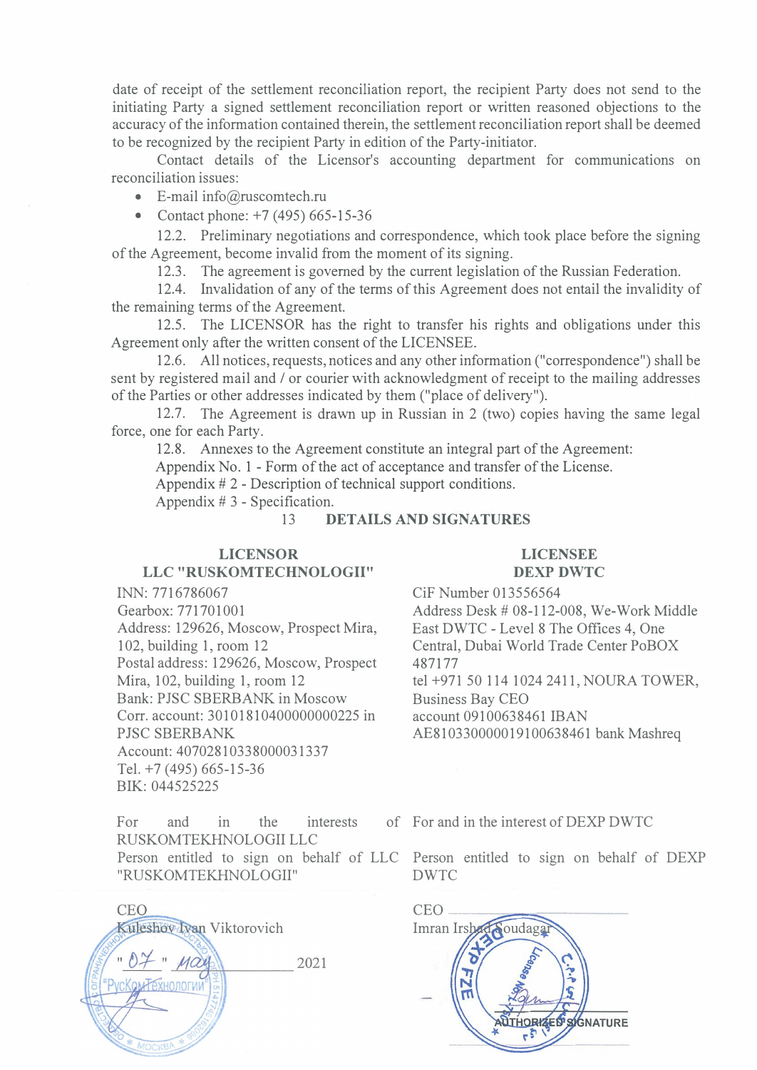date of receipt of the settlement reconciliation report, the recipient Party does not send to the initiating Party a signed settlement reconciliation report or written reasoned objections to the accuracy of the information contained therein, the settlement reconciliation report shall be deemed to be recognized by the recipient Party in edition of the Party-initiator.

Contact details of the Licensor's accounting department for communications on reconciliation issues:

- E-mail info@ruscomtech.ru
- Contact phone: +7 (495) 665-15-36

12.2. Preliminary negotiations and correspondence, which took place before the signing of the Agreement, become invalid from the moment of its signing.

12.3. The agreement is governed by the current legislation of the Russian Federation.

12.4. Invalidation of any of the terms of this Agreement does not entail the invalidity of the remaining terms of the Agreement.

12.5. The LICENSOR has the right to transfer his rights and obligations under this Agreement only after the written consent of the LICENSEE.

12.6. All notices, requests, notices and any other information ("correspondence") shall be sent by registered mail and / or courier with acknowledgment of receipt to the mailing addresses of the Parties or other addresses indicated by them ("place of delivery").

12.7. The Agreement is drawn up in Russian in 2 (two) copies having the same legal force, one for each Party.

12.8. Annexes to the Agreement constitute an integral part of the Agreement:

Appendix No. 1 - Form of the act of acceptance and transfer of the License.

Appendix # 2 - Description of technical support conditions.

Appendix # 3 - Specification.

## 13 DETAILS AND SIGNATURES

| LICENSOR LLC "RUSKOMTECHNOLOGII" | LICENSEE DEXP DWTC |
|---|---|
| INN: 7716786067<br>Gearbox: 771701001<br>Address: 129626, Moscow, Prospect Mira, 102, building 1, room 12<br>Postal address: 129626, Moscow, Prospect Mira, 102, building 1, room 12<br>Bank: PJSC SBERBANK in Moscow<br>Corr. account: 30101810400000000225 in PJSC SBERBANK<br>Account: 40702810338000031337<br>Tel. +7 (495) 665-15-36<br>BIK: 044525225 | CiF Number 013556564<br>Address Desk # 08-112-008, We-Work Middle East DWTC - Level 8 The Offices 4, One Central, Dubai World Trade Center PoBOX 487177<br>tel +971 50 114 1024 2411, NOURA TOWER, Business Bay CEO<br>account 09100638461 IBAN AE810330000019100638461 bank Mashreq |
| For and in the interests of RUSKOMTEKHNOLOGII LLC<br>Person entitled to sign on behalf of LLC "RUSKOMTEKHNOLOGII" | For and in the interest of DEXP DWTC<br>Person entitled to sign on behalf of DEXP DWTC |
| CEO<br>Kuleshov Ivan Viktorovich<br>" 07 " may 2021 | CEO<br>Imran Irshad Soudagar |